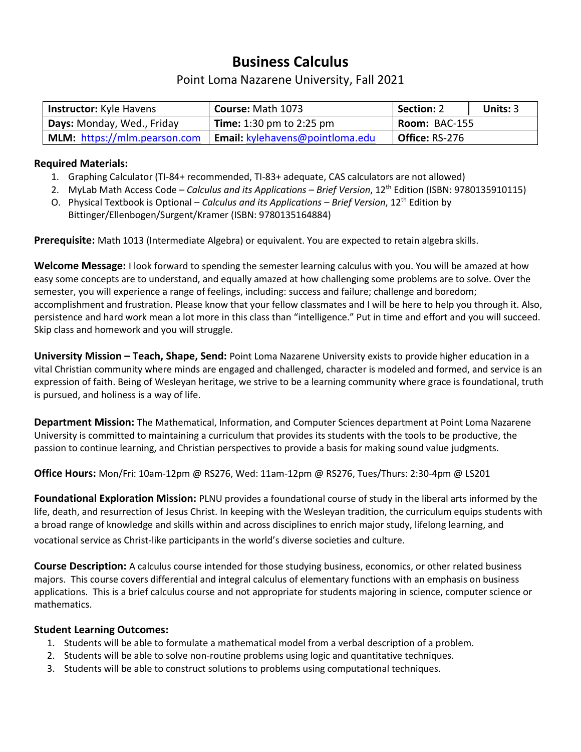# Business Calculus

Point Loma Nazarene University, Fall 2021

| **Instructor:** Kyle Havens | **Course:** Math 1073 | **Section:** 2 | **Units:** 3 |
|---|---|---|---|
| **Days:** Monday, Wed., Friday | **Time:** 1:30 pm to 2:25 pm | **Room:** BAC-155 | |
| **MLM:** https://mlm.pearson.com | **Email:** kylehavens@pointloma.edu | **Office:** RS-276 | |

**Required Materials:**

1. Graphing Calculator (TI-84+ recommended, TI-83+ adequate, CAS calculators are not allowed)
2. MyLab Math Access Code – *Calculus and its Applications – Brief Version*, 12th Edition (ISBN: 9780135910115)

O. Physical Textbook is Optional – *Calculus and its Applications – Brief Version*, 12th Edition by Bittinger/Ellenbogen/Surgent/Kramer (ISBN: 9780135164884)

**Prerequisite:** Math 1013 (Intermediate Algebra) or equivalent. You are expected to retain algebra skills.

**Welcome Message:** I look forward to spending the semester learning calculus with you. You will be amazed at how easy some concepts are to understand, and equally amazed at how challenging some problems are to solve. Over the semester, you will experience a range of feelings, including: success and failure; challenge and boredom; accomplishment and frustration. Please know that your fellow classmates and I will be here to help you through it. Also, persistence and hard work mean a lot more in this class than "intelligence." Put in time and effort and you will succeed. Skip class and homework and you will struggle.

**University Mission – Teach, Shape, Send:** Point Loma Nazarene University exists to provide higher education in a vital Christian community where minds are engaged and challenged, character is modeled and formed, and service is an expression of faith. Being of Wesleyan heritage, we strive to be a learning community where grace is foundational, truth is pursued, and holiness is a way of life.

**Department Mission:** The Mathematical, Information, and Computer Sciences department at Point Loma Nazarene University is committed to maintaining a curriculum that provides its students with the tools to be productive, the passion to continue learning, and Christian perspectives to provide a basis for making sound value judgments.

**Office Hours:** Mon/Fri: 10am-12pm @ RS276, Wed: 11am-12pm @ RS276, Tues/Thurs: 2:30-4pm @ LS201

**Foundational Exploration Mission:** PLNU provides a foundational course of study in the liberal arts informed by the life, death, and resurrection of Jesus Christ. In keeping with the Wesleyan tradition, the curriculum equips students with a broad range of knowledge and skills within and across disciplines to enrich major study, lifelong learning, and vocational service as Christ-like participants in the world's diverse societies and culture.

**Course Description:** A calculus course intended for those studying business, economics, or other related business majors. This course covers differential and integral calculus of elementary functions with an emphasis on business applications. This is a brief calculus course and not appropriate for students majoring in science, computer science or mathematics.

**Student Learning Outcomes:**

1. Students will be able to formulate a mathematical model from a verbal description of a problem.
2. Students will be able to solve non-routine problems using logic and quantitative techniques.
3. Students will be able to construct solutions to problems using computational techniques.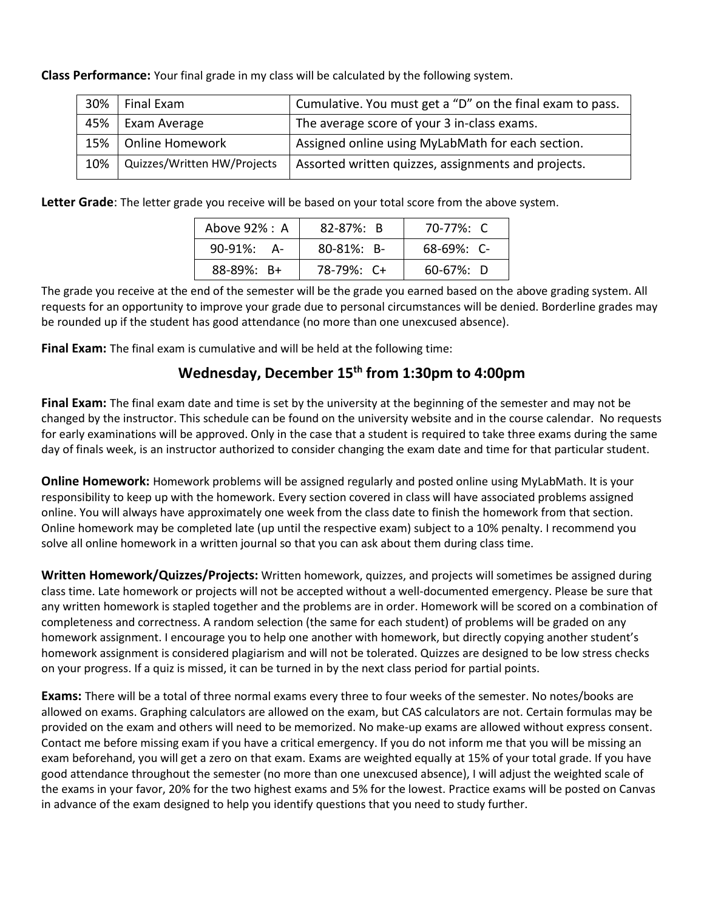**Class Performance:** Your final grade in my class will be calculated by the following system.

| | | |
|---|---|---|
| 30% | Final Exam | Cumulative. You must get a "D" on the final exam to pass. |
| 45% | Exam Average | The average score of your 3 in-class exams. |
| 15% | Online Homework | Assigned online using MyLabMath for each section. |
| 10% | Quizzes/Written HW/Projects | Assorted written quizzes, assignments and projects. |

**Letter Grade**: The letter grade you receive will be based on your total score from the above system.

| | | |
|---|---|---|
| Above 92% : A | 82-87%: B | 70-77%: C |
| 90-91%: A- | 80-81%: B- | 68-69%: C- |
| 88-89%: B+ | 78-79%: C+ | 60-67%: D |

The grade you receive at the end of the semester will be the grade you earned based on the above grading system. All requests for an opportunity to improve your grade due to personal circumstances will be denied. Borderline grades may be rounded up if the student has good attendance (no more than one unexcused absence).

**Final Exam:** The final exam is cumulative and will be held at the following time:

## Wednesday, December 15th from 1:30pm to 4:00pm

**Final Exam:** The final exam date and time is set by the university at the beginning of the semester and may not be changed by the instructor. This schedule can be found on the university website and in the course calendar. No requests for early examinations will be approved. Only in the case that a student is required to take three exams during the same day of finals week, is an instructor authorized to consider changing the exam date and time for that particular student.

**Online Homework:** Homework problems will be assigned regularly and posted online using MyLabMath. It is your responsibility to keep up with the homework. Every section covered in class will have associated problems assigned online. You will always have approximately one week from the class date to finish the homework from that section. Online homework may be completed late (up until the respective exam) subject to a 10% penalty. I recommend you solve all online homework in a written journal so that you can ask about them during class time.

**Written Homework/Quizzes/Projects:** Written homework, quizzes, and projects will sometimes be assigned during class time. Late homework or projects will not be accepted without a well-documented emergency. Please be sure that any written homework is stapled together and the problems are in order. Homework will be scored on a combination of completeness and correctness. A random selection (the same for each student) of problems will be graded on any homework assignment. I encourage you to help one another with homework, but directly copying another student's homework assignment is considered plagiarism and will not be tolerated. Quizzes are designed to be low stress checks on your progress. If a quiz is missed, it can be turned in by the next class period for partial points.

**Exams:** There will be a total of three normal exams every three to four weeks of the semester. No notes/books are allowed on exams. Graphing calculators are allowed on the exam, but CAS calculators are not. Certain formulas may be provided on the exam and others will need to be memorized. No make-up exams are allowed without express consent. Contact me before missing exam if you have a critical emergency. If you do not inform me that you will be missing an exam beforehand, you will get a zero on that exam. Exams are weighted equally at 15% of your total grade. If you have good attendance throughout the semester (no more than one unexcused absence), I will adjust the weighted scale of the exams in your favor, 20% for the two highest exams and 5% for the lowest. Practice exams will be posted on Canvas in advance of the exam designed to help you identify questions that you need to study further.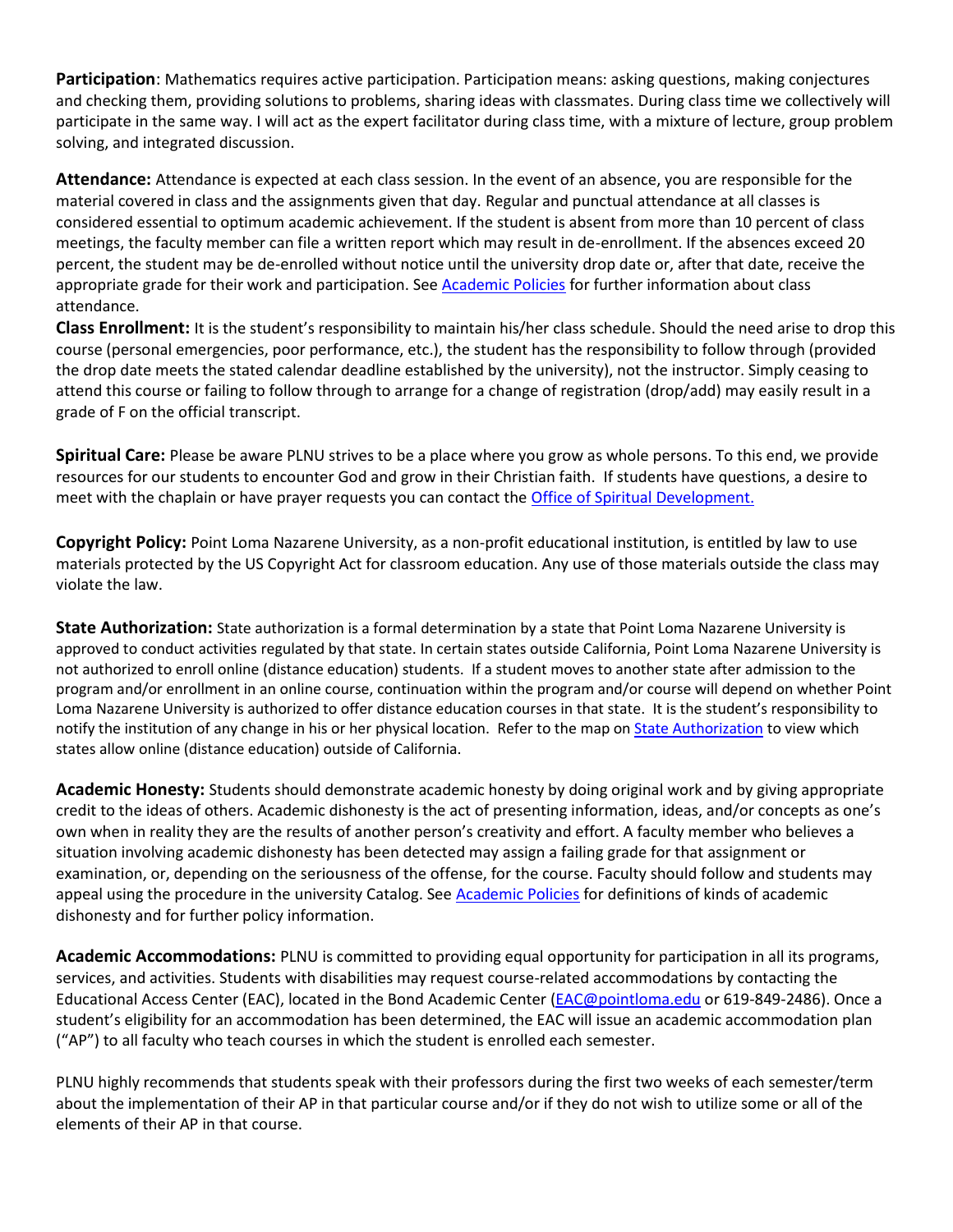**Participation**: Mathematics requires active participation. Participation means: asking questions, making conjectures and checking them, providing solutions to problems, sharing ideas with classmates. During class time we collectively will participate in the same way. I will act as the expert facilitator during class time, with a mixture of lecture, group problem solving, and integrated discussion.

**Attendance:** Attendance is expected at each class session. In the event of an absence, you are responsible for the material covered in class and the assignments given that day. Regular and punctual attendance at all classes is considered essential to optimum academic achievement. If the student is absent from more than 10 percent of class meetings, the faculty member can file a written report which may result in de-enrollment. If the absences exceed 20 percent, the student may be de-enrolled without notice until the university drop date or, after that date, receive the appropriate grade for their work and participation. See Academic Policies for further information about class attendance.

**Class Enrollment:** It is the student's responsibility to maintain his/her class schedule. Should the need arise to drop this course (personal emergencies, poor performance, etc.), the student has the responsibility to follow through (provided the drop date meets the stated calendar deadline established by the university), not the instructor. Simply ceasing to attend this course or failing to follow through to arrange for a change of registration (drop/add) may easily result in a grade of F on the official transcript.

**Spiritual Care:** Please be aware PLNU strives to be a place where you grow as whole persons. To this end, we provide resources for our students to encounter God and grow in their Christian faith. If students have questions, a desire to meet with the chaplain or have prayer requests you can contact the Office of Spiritual Development.

**Copyright Policy:** Point Loma Nazarene University, as a non-profit educational institution, is entitled by law to use materials protected by the US Copyright Act for classroom education. Any use of those materials outside the class may violate the law.

**State Authorization:** State authorization is a formal determination by a state that Point Loma Nazarene University is approved to conduct activities regulated by that state. In certain states outside California, Point Loma Nazarene University is not authorized to enroll online (distance education) students. If a student moves to another state after admission to the program and/or enrollment in an online course, continuation within the program and/or course will depend on whether Point Loma Nazarene University is authorized to offer distance education courses in that state. It is the student's responsibility to notify the institution of any change in his or her physical location. Refer to the map on State Authorization to view which states allow online (distance education) outside of California.

**Academic Honesty:** Students should demonstrate academic honesty by doing original work and by giving appropriate credit to the ideas of others. Academic dishonesty is the act of presenting information, ideas, and/or concepts as one's own when in reality they are the results of another person's creativity and effort. A faculty member who believes a situation involving academic dishonesty has been detected may assign a failing grade for that assignment or examination, or, depending on the seriousness of the offense, for the course. Faculty should follow and students may appeal using the procedure in the university Catalog. See Academic Policies for definitions of kinds of academic dishonesty and for further policy information.

**Academic Accommodations:** PLNU is committed to providing equal opportunity for participation in all its programs, services, and activities. Students with disabilities may request course-related accommodations by contacting the Educational Access Center (EAC), located in the Bond Academic Center (EAC@pointloma.edu or 619-849-2486). Once a student's eligibility for an accommodation has been determined, the EAC will issue an academic accommodation plan ("AP") to all faculty who teach courses in which the student is enrolled each semester.

PLNU highly recommends that students speak with their professors during the first two weeks of each semester/term about the implementation of their AP in that particular course and/or if they do not wish to utilize some or all of the elements of their AP in that course.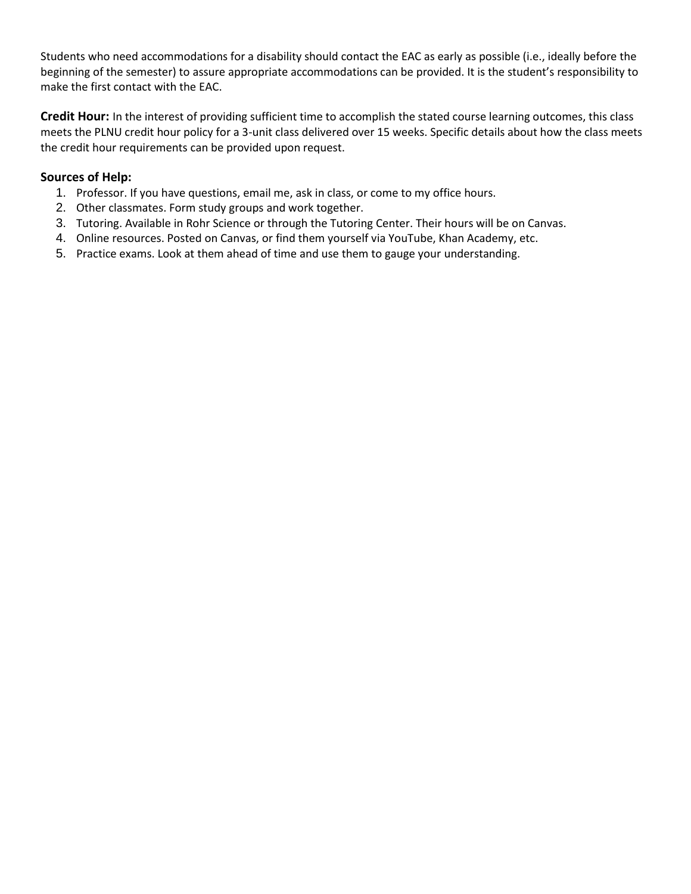Students who need accommodations for a disability should contact the EAC as early as possible (i.e., ideally before the beginning of the semester) to assure appropriate accommodations can be provided. It is the student's responsibility to make the first contact with the EAC.

**Credit Hour:** In the interest of providing sufficient time to accomplish the stated course learning outcomes, this class meets the PLNU credit hour policy for a 3-unit class delivered over 15 weeks. Specific details about how the class meets the credit hour requirements can be provided upon request.

**Sources of Help:**

1. Professor. If you have questions, email me, ask in class, or come to my office hours.
2. Other classmates. Form study groups and work together.
3. Tutoring. Available in Rohr Science or through the Tutoring Center. Their hours will be on Canvas.
4. Online resources. Posted on Canvas, or find them yourself via YouTube, Khan Academy, etc.
5. Practice exams. Look at them ahead of time and use them to gauge your understanding.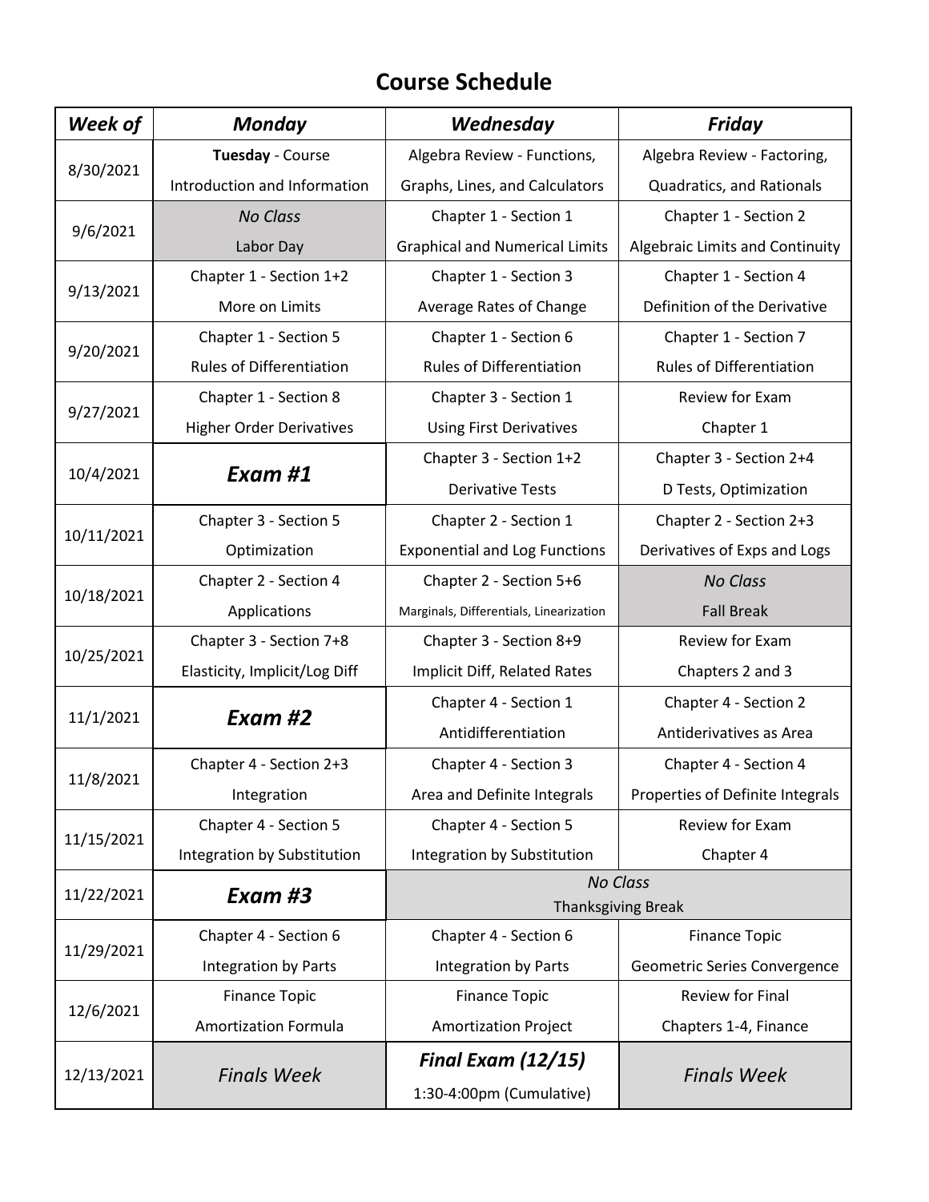# Course Schedule

| *Week of* | *Monday* | *Wednesday* | *Friday* |
|---|---|---|---|
| 8/30/2021 | **Tuesday** - Course Introduction and Information | Algebra Review - Functions, Graphs, Lines, and Calculators | Algebra Review - Factoring, Quadratics, and Rationals |
| 9/6/2021 | *No Class* Labor Day | Chapter 1 - Section 1 Graphical and Numerical Limits | Chapter 1 - Section 2 Algebraic Limits and Continuity |
| 9/13/2021 | Chapter 1 - Section 1+2 More on Limits | Chapter 1 - Section 3 Average Rates of Change | Chapter 1 - Section 4 Definition of the Derivative |
| 9/20/2021 | Chapter 1 - Section 5 Rules of Differentiation | Chapter 1 - Section 6 Rules of Differentiation | Chapter 1 - Section 7 Rules of Differentiation |
| 9/27/2021 | Chapter 1 - Section 8 Higher Order Derivatives | Chapter 3 - Section 1 Using First Derivatives | Review for Exam Chapter 1 |
| 10/4/2021 | ***Exam #1*** | Chapter 3 - Section 1+2 Derivative Tests | Chapter 3 - Section 2+4 D Tests, Optimization |
| 10/11/2021 | Chapter 3 - Section 5 Optimization | Chapter 2 - Section 1 Exponential and Log Functions | Chapter 2 - Section 2+3 Derivatives of Exps and Logs |
| 10/18/2021 | Chapter 2 - Section 4 Applications | Chapter 2 - Section 5+6 Marginals, Differentials, Linearization | *No Class* Fall Break |
| 10/25/2021 | Chapter 3 - Section 7+8 Elasticity, Implicit/Log Diff | Chapter 3 - Section 8+9 Implicit Diff, Related Rates | Review for Exam Chapters 2 and 3 |
| 11/1/2021 | ***Exam #2*** | Chapter 4 - Section 1 Antidifferentiation | Chapter 4 - Section 2 Antiderivatives as Area |
| 11/8/2021 | Chapter 4 - Section 2+3 Integration | Chapter 4 - Section 3 Area and Definite Integrals | Chapter 4 - Section 4 Properties of Definite Integrals |
| 11/15/2021 | Chapter 4 - Section 5 Integration by Substitution | Chapter 4 - Section 5 Integration by Substitution | Review for Exam Chapter 4 |
| 11/22/2021 | ***Exam #3*** | *No Class* Thanksgiving Break | |
| 11/29/2021 | Chapter 4 - Section 6 Integration by Parts | Chapter 4 - Section 6 Integration by Parts | Finance Topic Geometric Series Convergence |
| 12/6/2021 | Finance Topic Amortization Formula | Finance Topic Amortization Project | Review for Final Chapters 1-4, Finance |
| 12/13/2021 | *Finals Week* | ***Final Exam (12/15)*** 1:30-4:00pm (Cumulative) | *Finals Week* |